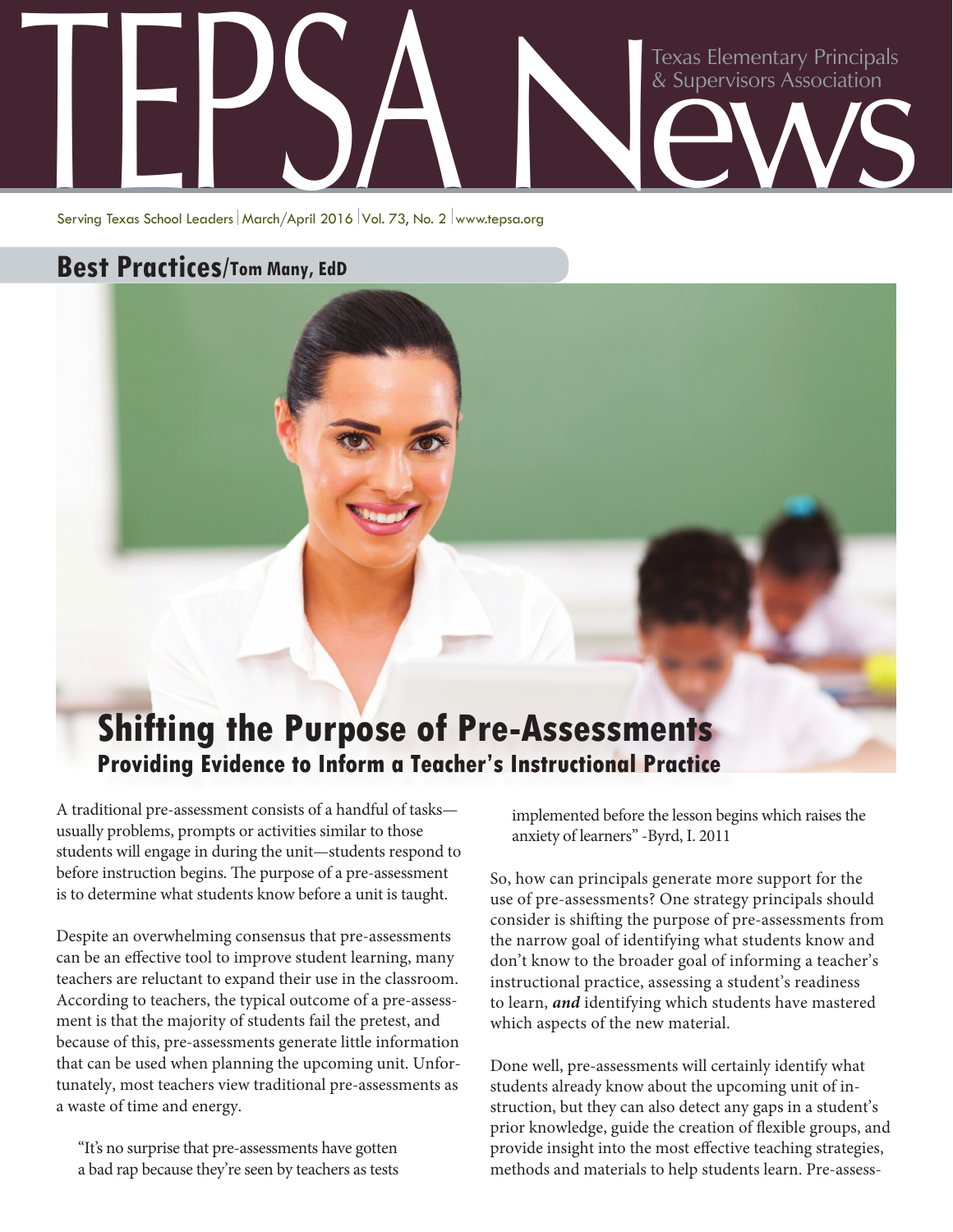# TEPSA News

Texas Elementary Principals & Supervisors Association

Serving Texas School Leaders | March/April 2016 | Vol. 73, No. 2 | www.tepsa.org

## Best Practices/Tom Many, EdD

# Shifting the Purpose of Pre-Assessments

### Providing Evidence to Inform a Teacher's Instructional Practice

A traditional pre-assessment consists of a handful of tasks—usually problems, prompts or activities similar to those students will engage in during the unit—students respond to before instruction begins. The purpose of a pre-assessment is to determine what students know before a unit is taught.

Despite an overwhelming consensus that pre-assessments can be an effective tool to improve student learning, many teachers are reluctant to expand their use in the classroom. According to teachers, the typical outcome of a pre-assessment is that the majority of students fail the pretest, and because of this, pre-assessments generate little information that can be used when planning the upcoming unit. Unfortunately, most teachers view traditional pre-assessments as a waste of time and energy.

> "It's no surprise that pre-assessments have gotten a bad rap because they're seen by teachers as tests implemented before the lesson begins which raises the anxiety of learners" -Byrd, I. 2011

So, how can principals generate more support for the use of pre-assessments? One strategy principals should consider is shifting the purpose of pre-assessments from the narrow goal of identifying what students know and don't know to the broader goal of informing a teacher's instructional practice, assessing a student's readiness to learn, ***and*** identifying which students have mastered which aspects of the new material.

Done well, pre-assessments will certainly identify what students already know about the upcoming unit of instruction, but they can also detect any gaps in a student's prior knowledge, guide the creation of flexible groups, and provide insight into the most effective teaching strategies, methods and materials to help students learn. Pre-assess-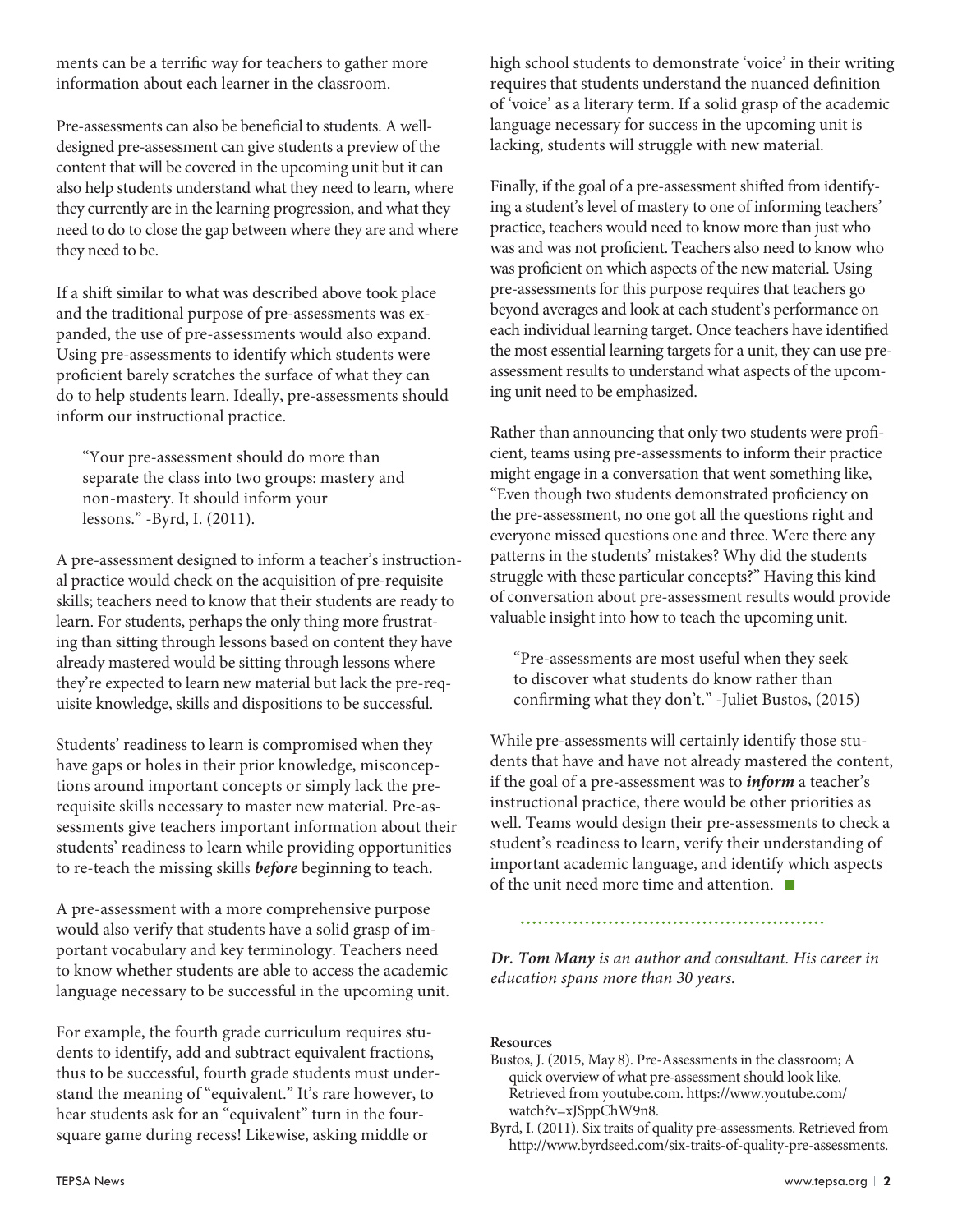ments can be a terrific way for teachers to gather more information about each learner in the classroom.

Pre-assessments can also be beneficial to students. A well-designed pre-assessment can give students a preview of the content that will be covered in the upcoming unit but it can also help students understand what they need to learn, where they currently are in the learning progression, and what they need to do to close the gap between where they are and where they need to be.

If a shift similar to what was described above took place and the traditional purpose of pre-assessments was expanded, the use of pre-assessments would also expand. Using pre-assessments to identify which students were proficient barely scratches the surface of what they can do to help students learn. Ideally, pre-assessments should inform our instructional practice.

> "Your pre-assessment should do more than separate the class into two groups: mastery and non-mastery. It should inform your lessons." -Byrd, I. (2011).

A pre-assessment designed to inform a teacher's instructional practice would check on the acquisition of pre-requisite skills; teachers need to know that their students are ready to learn. For students, perhaps the only thing more frustrating than sitting through lessons based on content they have already mastered would be sitting through lessons where they're expected to learn new material but lack the pre-requisite knowledge, skills and dispositions to be successful.

Students' readiness to learn is compromised when they have gaps or holes in their prior knowledge, misconceptions around important concepts or simply lack the pre-requisite skills necessary to master new material. Pre-assessments give teachers important information about their students' readiness to learn while providing opportunities to re-teach the missing skills ***before*** beginning to teach.

A pre-assessment with a more comprehensive purpose would also verify that students have a solid grasp of important vocabulary and key terminology. Teachers need to know whether students are able to access the academic language necessary to be successful in the upcoming unit.

For example, the fourth grade curriculum requires students to identify, add and subtract equivalent fractions, thus to be successful, fourth grade students must understand the meaning of "equivalent." It's rare however, to hear students ask for an "equivalent" turn in the four-square game during recess! Likewise, asking middle or high school students to demonstrate 'voice' in their writing requires that students understand the nuanced definition of 'voice' as a literary term. If a solid grasp of the academic language necessary for success in the upcoming unit is lacking, students will struggle with new material.

Finally, if the goal of a pre-assessment shifted from identifying a student's level of mastery to one of informing teachers' practice, teachers would need to know more than just who was and was not proficient. Teachers also need to know who was proficient on which aspects of the new material. Using pre-assessments for this purpose requires that teachers go beyond averages and look at each student's performance on each individual learning target. Once teachers have identified the most essential learning targets for a unit, they can use pre-assessment results to understand what aspects of the upcoming unit need to be emphasized.

Rather than announcing that only two students were proficient, teams using pre-assessments to inform their practice might engage in a conversation that went something like, "Even though two students demonstrated proficiency on the pre-assessment, no one got all the questions right and everyone missed questions one and three. Were there any patterns in the students' mistakes? Why did the students struggle with these particular concepts?" Having this kind of conversation about pre-assessment results would provide valuable insight into how to teach the upcoming unit.

> "Pre-assessments are most useful when they seek to discover what students do know rather than confirming what they don't." -Juliet Bustos, (2015)

While pre-assessments will certainly identify those students that have and have not already mastered the content, if the goal of a pre-assessment was to ***inform*** a teacher's instructional practice, there would be other priorities as well. Teams would design their pre-assessments to check a student's readiness to learn, verify their understanding of important academic language, and identify which aspects of the unit need more time and attention. ■

***Dr. Tom Many*** *is an author and consultant. His career in education spans more than 30 years.*

**Resources**

Bustos, J. (2015, May 8). Pre-Assessments in the classroom; A quick overview of what pre-assessment should look like. Retrieved from youtube.com. https://www.youtube.com/watch?v=xJSppChW9n8.

Byrd, I. (2011). Six traits of quality pre-assessments. Retrieved from http://www.byrdseed.com/six-traits-of-quality-pre-assessments.